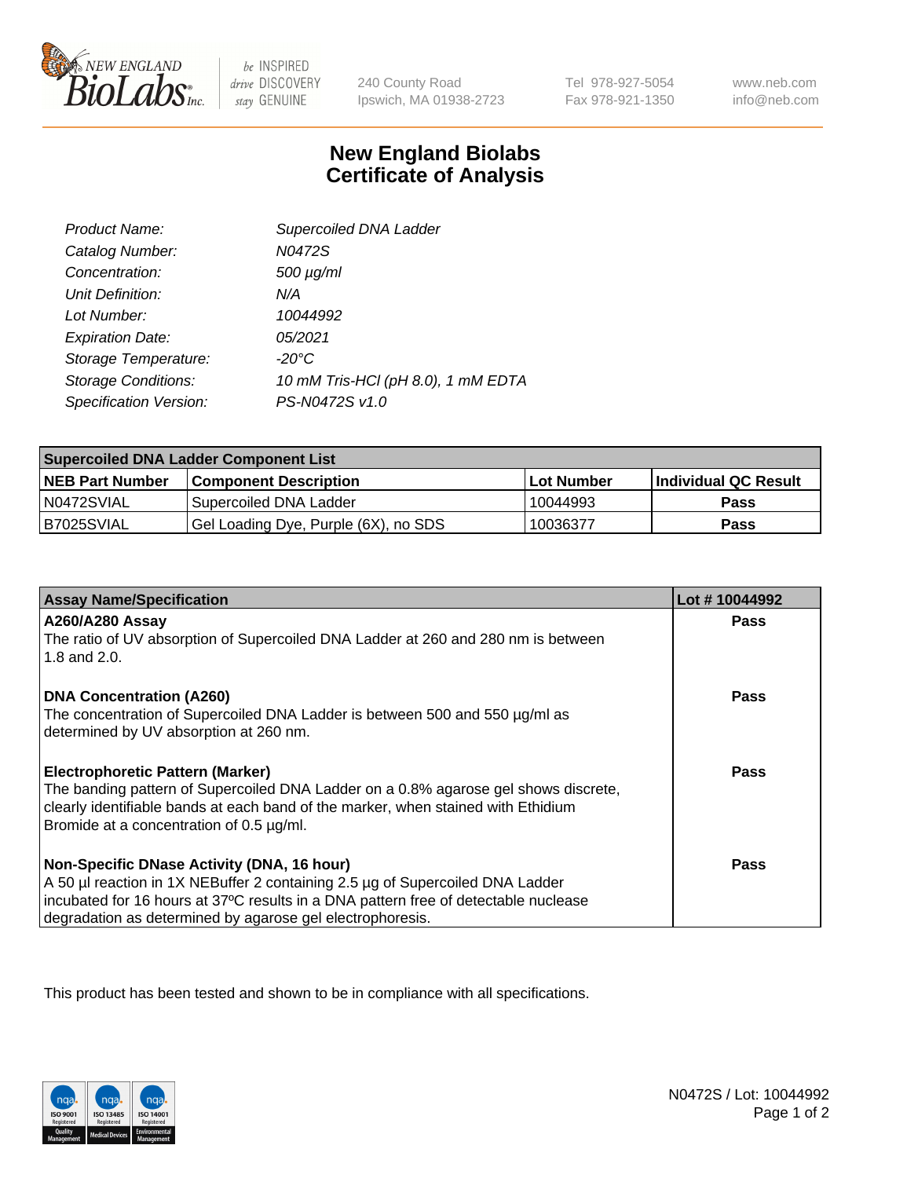New England BioLabs Inc. — be INSPIRED drive DISCOVERY stay GENUINE

240 County Road
Ipswich, MA 01938-2723

Tel 978-927-5054
Fax 978-921-1350

www.neb.com
info@neb.com

# New England Biolabs Certificate of Analysis

| | |
|---|---|
| *Product Name:* | *Supercoiled DNA Ladder* |
| *Catalog Number:* | *N0472S* |
| *Concentration:* | *500 µg/ml* |
| *Unit Definition:* | *N/A* |
| *Lot Number:* | *10044992* |
| *Expiration Date:* | *05/2021* |
| *Storage Temperature:* | *-20°C* |
| *Storage Conditions:* | *10 mM Tris-HCl (pH 8.0), 1 mM EDTA* |
| *Specification Version:* | *PS-N0472S v1.0* |

| **Supercoiled DNA Ladder Component List** | | | |
|---|---|---|---|
| **NEB Part Number** | **Component Description** | **Lot Number** | **Individual QC Result** |
| N0472SVIAL | Supercoiled DNA Ladder | 10044993 | **Pass** |
| B7025SVIAL | Gel Loading Dye, Purple (6X), no SDS | 10036377 | **Pass** |

| **Assay Name/Specification** | **Lot # 10044992** |
|---|---|
| **A260/A280 Assay**<br>The ratio of UV absorption of Supercoiled DNA Ladder at 260 and 280 nm is between 1.8 and 2.0. | **Pass** |
| **DNA Concentration (A260)**<br>The concentration of Supercoiled DNA Ladder is between 500 and 550 µg/ml as determined by UV absorption at 260 nm. | **Pass** |
| **Electrophoretic Pattern (Marker)**<br>The banding pattern of Supercoiled DNA Ladder on a 0.8% agarose gel shows discrete, clearly identifiable bands at each band of the marker, when stained with Ethidium Bromide at a concentration of 0.5 µg/ml. | **Pass** |
| **Non-Specific DNase Activity (DNA, 16 hour)**<br>A 50 µl reaction in 1X NEBuffer 2 containing 2.5 µg of Supercoiled DNA Ladder incubated for 16 hours at 37ºC results in a DNA pattern free of detectable nuclease degradation as determined by agarose gel electrophoresis. | **Pass** |

This product has been tested and shown to be in compliance with all specifications.

ISO 9001 Registered Quality Management | ISO 13485 Registered Medical Devices | ISO 14001 Registered Environmental Management

N0472S / Lot: 10044992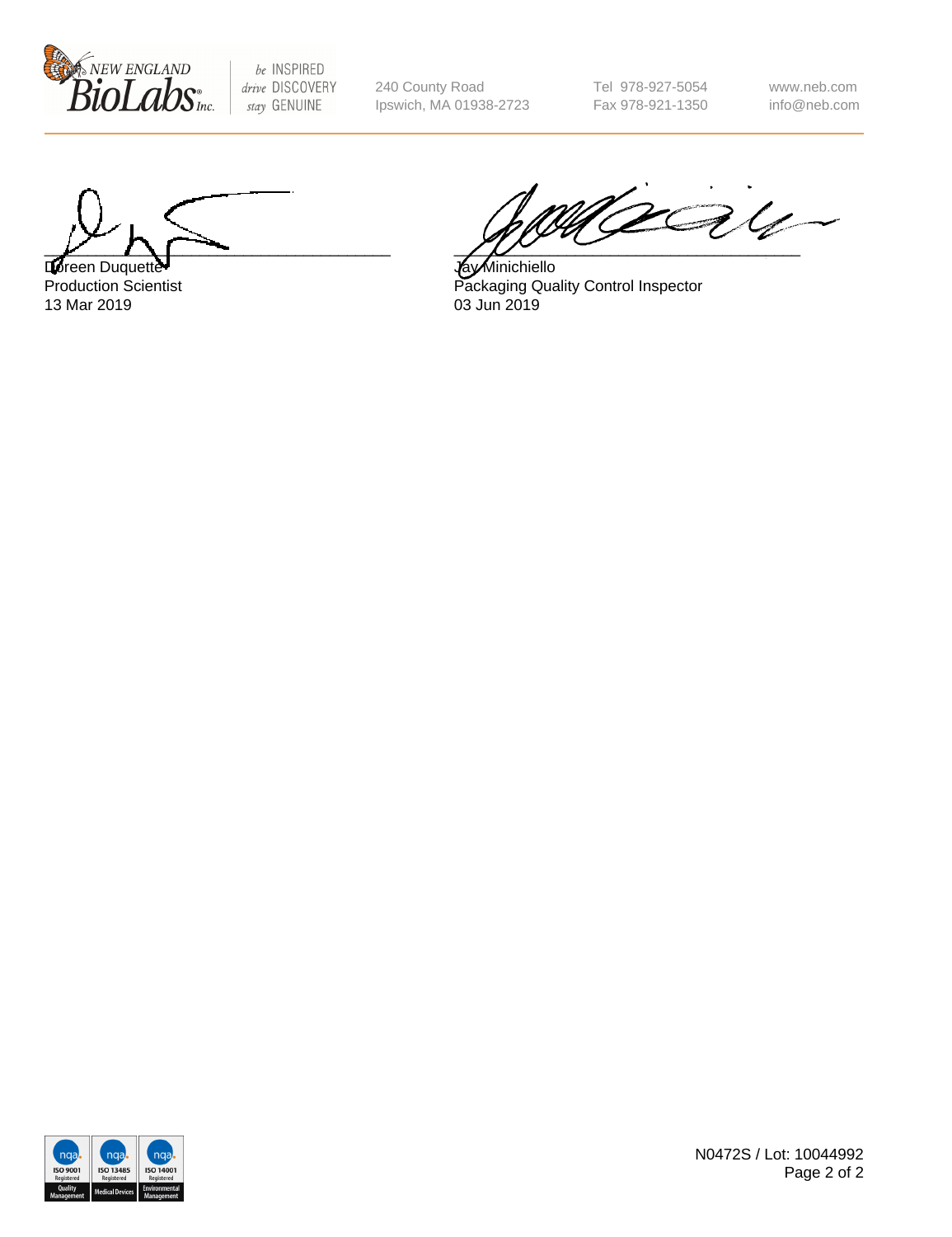Doreen Duquette
Production Scientist
13 Mar 2019

Jay Minichiello
Packaging Quality Control Inspector
03 Jun 2019

N0472S / Lot: 10044992